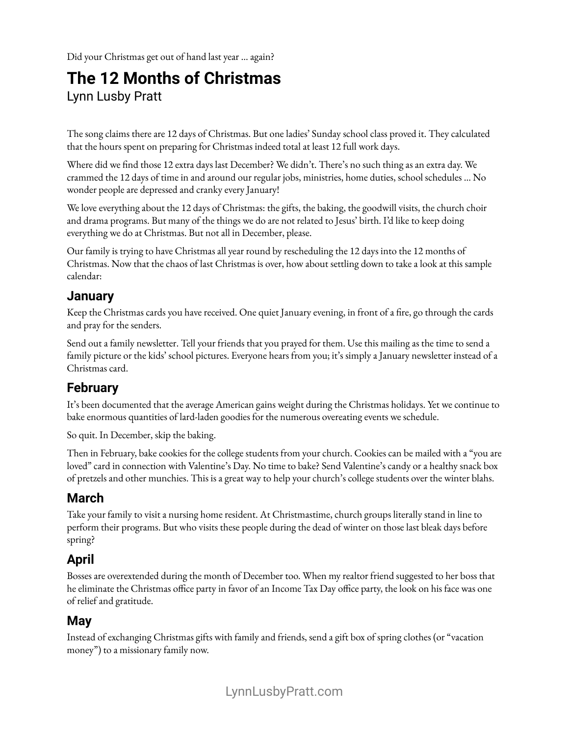Did your Christmas get out of hand last year ... again?

# The 12 Months of Christmas

Lynn Lusby Pratt

The song claims there are 12 days of Christmas. But one ladies' Sunday school class proved it. They calculated that the hours spent on preparing for Christmas indeed total at least 12 full work days.

Where did we find those 12 extra days last December? We didn't. There's no such thing as an extra day. We crammed the 12 days of time in and around our regular jobs, ministries, home duties, school schedules ... No wonder people are depressed and cranky every January!

We love everything about the 12 days of Christmas: the gifts, the baking, the goodwill visits, the church choir and drama programs. But many of the things we do are not related to Jesus' birth. I'd like to keep doing everything we do at Christmas. But not all in December, please.

Our family is trying to have Christmas all year round by rescheduling the 12 days into the 12 months of Christmas. Now that the chaos of last Christmas is over, how about settling down to take a look at this sample calendar:

## January

Keep the Christmas cards you have received. One quiet January evening, in front of a fire, go through the cards and pray for the senders.

Send out a family newsletter. Tell your friends that you prayed for them. Use this mailing as the time to send a family picture or the kids' school pictures. Everyone hears from you; it's simply a January newsletter instead of a Christmas card.

## February

It's been documented that the average American gains weight during the Christmas holidays. Yet we continue to bake enormous quantities of lard-laden goodies for the numerous overeating events we schedule.

So quit. In December, skip the baking.

Then in February, bake cookies for the college students from your church. Cookies can be mailed with a "you are loved" card in connection with Valentine's Day. No time to bake? Send Valentine's candy or a healthy snack box of pretzels and other munchies. This is a great way to help your church's college students over the winter blahs.

## March

Take your family to visit a nursing home resident. At Christmastime, church groups literally stand in line to perform their programs. But who visits these people during the dead of winter on those last bleak days before spring?

## April

Bosses are overextended during the month of December too. When my realtor friend suggested to her boss that he eliminate the Christmas office party in favor of an Income Tax Day office party, the look on his face was one of relief and gratitude.

## May

Instead of exchanging Christmas gifts with family and friends, send a gift box of spring clothes (or "vacation money") to a missionary family now.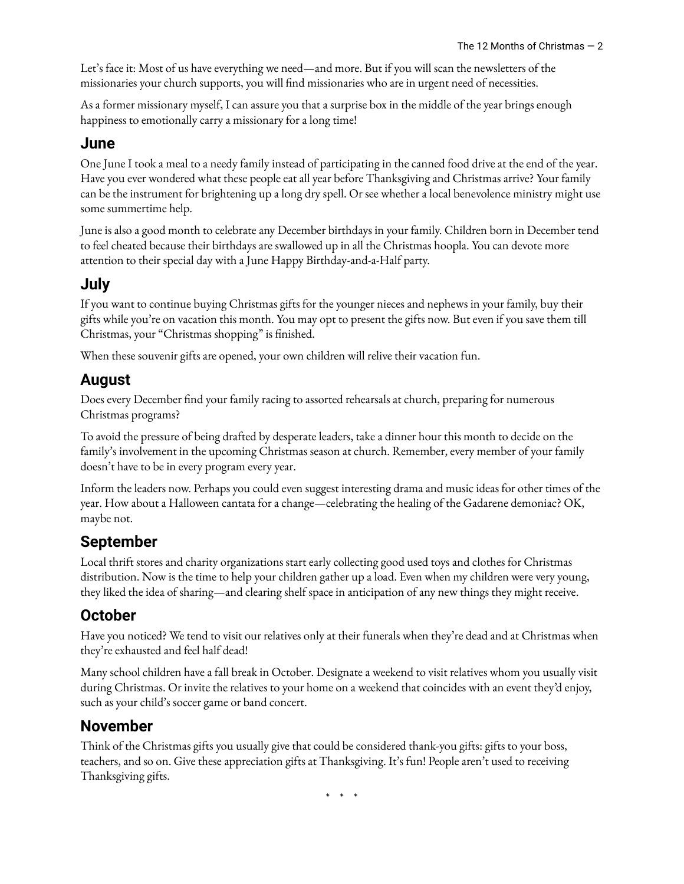Let's face it: Most of us have everything we need—and more. But if you will scan the newsletters of the missionaries your church supports, you will find missionaries who are in urgent need of necessities.

As a former missionary myself, I can assure you that a surprise box in the middle of the year brings enough happiness to emotionally carry a missionary for a long time!

## June

One June I took a meal to a needy family instead of participating in the canned food drive at the end of the year. Have you ever wondered what these people eat all year before Thanksgiving and Christmas arrive? Your family can be the instrument for brightening up a long dry spell. Or see whether a local benevolence ministry might use some summertime help.

June is also a good month to celebrate any December birthdays in your family. Children born in December tend to feel cheated because their birthdays are swallowed up in all the Christmas hoopla. You can devote more attention to their special day with a June Happy Birthday-and-a-Half party.

## July

If you want to continue buying Christmas gifts for the younger nieces and nephews in your family, buy their gifts while you're on vacation this month. You may opt to present the gifts now. But even if you save them till Christmas, your "Christmas shopping" is finished.

When these souvenir gifts are opened, your own children will relive their vacation fun.

## August

Does every December find your family racing to assorted rehearsals at church, preparing for numerous Christmas programs?

To avoid the pressure of being drafted by desperate leaders, take a dinner hour this month to decide on the family's involvement in the upcoming Christmas season at church. Remember, every member of your family doesn't have to be in every program every year.

Inform the leaders now. Perhaps you could even suggest interesting drama and music ideas for other times of the year. How about a Halloween cantata for a change—celebrating the healing of the Gadarene demoniac? OK, maybe not.

## September

Local thrift stores and charity organizations start early collecting good used toys and clothes for Christmas distribution. Now is the time to help your children gather up a load. Even when my children were very young, they liked the idea of sharing—and clearing shelf space in anticipation of any new things they might receive.

## October

Have you noticed? We tend to visit our relatives only at their funerals when they're dead and at Christmas when they're exhausted and feel half dead!

Many school children have a fall break in October. Designate a weekend to visit relatives whom you usually visit during Christmas. Or invite the relatives to your home on a weekend that coincides with an event they'd enjoy, such as your child's soccer game or band concert.

## November

Think of the Christmas gifts you usually give that could be considered thank-you gifts: gifts to your boss, teachers, and so on. Give these appreciation gifts at Thanksgiving. It's fun! People aren't used to receiving Thanksgiving gifts.

\* \* \*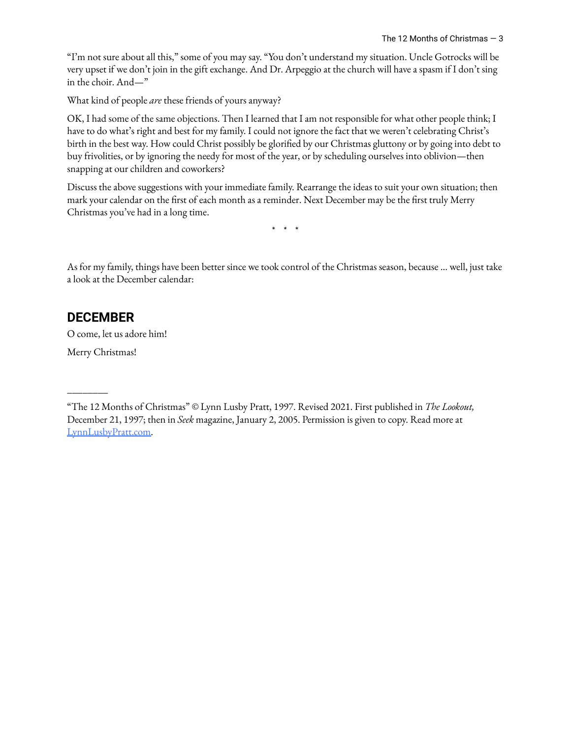"I'm not sure about all this," some of you may say. "You don't understand my situation. Uncle Gotrocks will be very upset if we don't join in the gift exchange. And Dr. Arpeggio at the church will have a spasm if I don't sing in the choir. And—"

What kind of people *are* these friends of yours anyway?

OK, I had some of the same objections. Then I learned that I am not responsible for what other people think; I have to do what's right and best for my family. I could not ignore the fact that we weren't celebrating Christ's birth in the best way. How could Christ possibly be glorified by our Christmas gluttony or by going into debt to buy frivolities, or by ignoring the needy for most of the year, or by scheduling ourselves into oblivion—then snapping at our children and coworkers?

Discuss the above suggestions with your immediate family. Rearrange the ideas to suit your own situation; then mark your calendar on the first of each month as a reminder. Next December may be the first truly Merry Christmas you've had in a long time.

\* \* \*

As for my family, things have been better since we took control of the Christmas season, because ... well, just take a look at the December calendar:

## DECEMBER

O come, let us adore him!

Merry Christmas!

________

"The 12 Months of Christmas" © Lynn Lusby Pratt, 1997. Revised 2021. First published in *The Lookout,* December 21, 1997; then in *Seek* magazine, January 2, 2005. Permission is given to copy. Read more at [LynnLusbyPratt.com](LynnLusbyPratt.com).